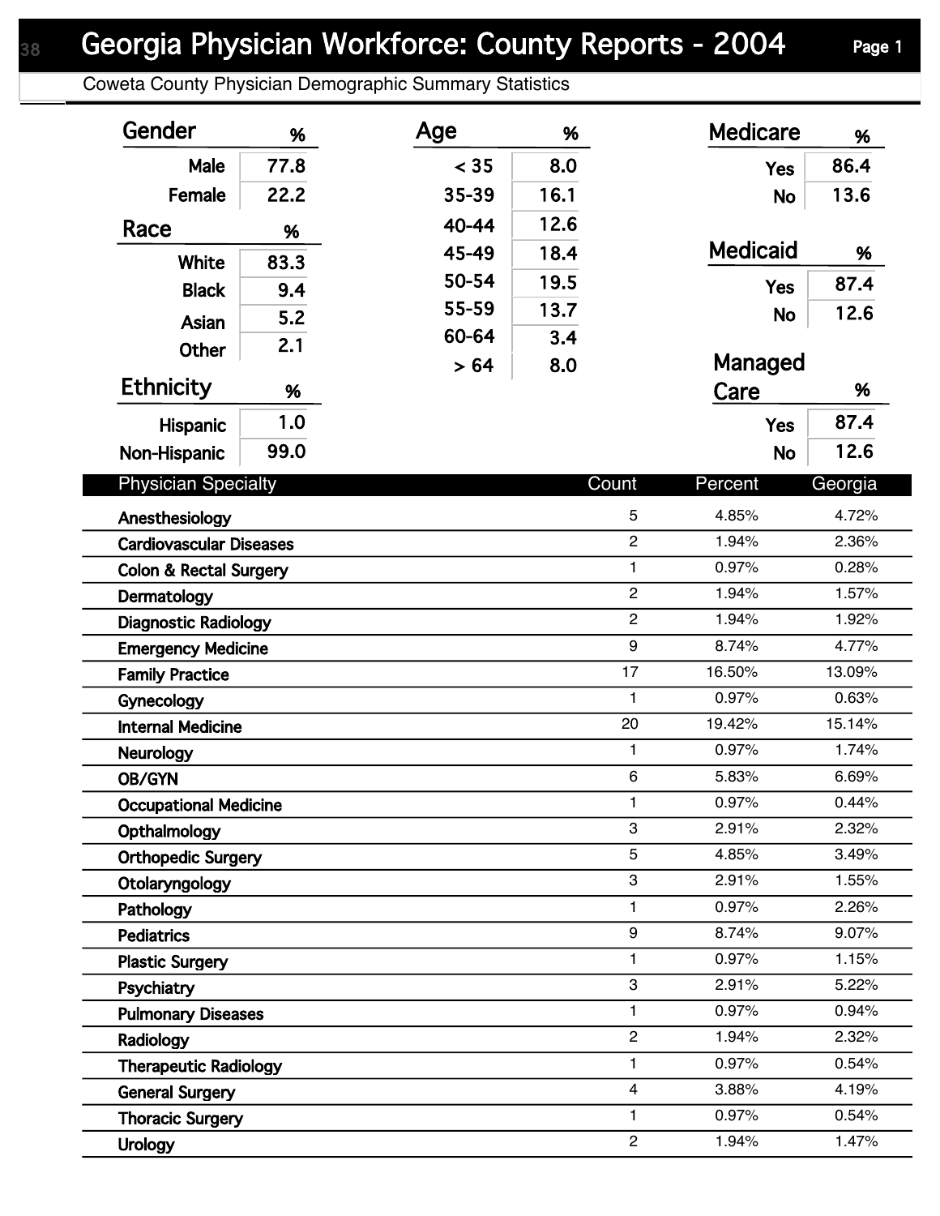# Georgia Physician Workforce: County Reports - 2004

Coweta County Physician Demographic Summary Statistics

| Gender | % |
|---|---|
| Male | 77.8 |
| Female | 22.2 |

| Race | % |
|---|---|
| White | 83.3 |
| Black | 9.4 |
| Asian | 5.2 |
| Other | 2.1 |

| Ethnicity | % |
|---|---|
| Hispanic | 1.0 |
| Non-Hispanic | 99.0 |

| Age | % |
|---|---|
| < 35 | 8.0 |
| 35-39 | 16.1 |
| 40-44 | 12.6 |
| 45-49 | 18.4 |
| 50-54 | 19.5 |
| 55-59 | 13.7 |
| 60-64 | 3.4 |
| > 64 | 8.0 |

| Medicare | % |
|---|---|
| Yes | 86.4 |
| No | 13.6 |

| Medicaid | % |
|---|---|
| Yes | 87.4 |
| No | 12.6 |

| Managed Care | % |
|---|---|
| Yes | 87.4 |
| No | 12.6 |

| Physician Specialty | Count | Percent | Georgia |
|---|---|---|---|
| Anesthesiology | 5 | 4.85% | 4.72% |
| Cardiovascular Diseases | 2 | 1.94% | 2.36% |
| Colon & Rectal Surgery | 1 | 0.97% | 0.28% |
| Dermatology | 2 | 1.94% | 1.57% |
| Diagnostic Radiology | 2 | 1.94% | 1.92% |
| Emergency Medicine | 9 | 8.74% | 4.77% |
| Family Practice | 17 | 16.50% | 13.09% |
| Gynecology | 1 | 0.97% | 0.63% |
| Internal Medicine | 20 | 19.42% | 15.14% |
| Neurology | 1 | 0.97% | 1.74% |
| OB/GYN | 6 | 5.83% | 6.69% |
| Occupational Medicine | 1 | 0.97% | 0.44% |
| Opthalmology | 3 | 2.91% | 2.32% |
| Orthopedic Surgery | 5 | 4.85% | 3.49% |
| Otolaryngology | 3 | 2.91% | 1.55% |
| Pathology | 1 | 0.97% | 2.26% |
| Pediatrics | 9 | 8.74% | 9.07% |
| Plastic Surgery | 1 | 0.97% | 1.15% |
| Psychiatry | 3 | 2.91% | 5.22% |
| Pulmonary Diseases | 1 | 0.97% | 0.94% |
| Radiology | 2 | 1.94% | 2.32% |
| Therapeutic Radiology | 1 | 0.97% | 0.54% |
| General Surgery | 4 | 3.88% | 4.19% |
| Thoracic Surgery | 1 | 0.97% | 0.54% |
| Urology | 2 | 1.94% | 1.47% |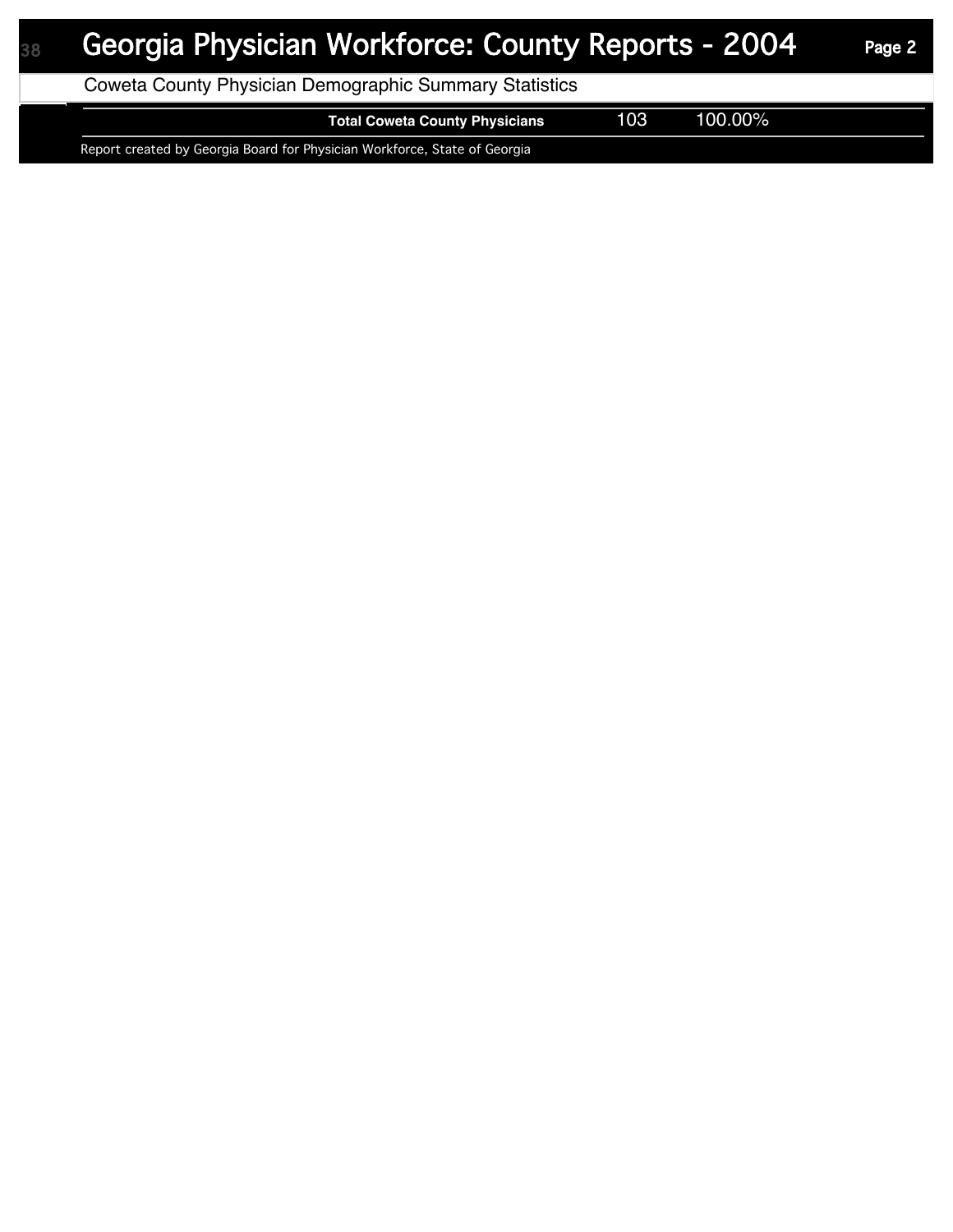## Coweta County Physician Demographic Summary Statistics

| | | |
|---|---|---|
| **Total Coweta County Physicians** | 103 | 100.00% |

Report created by Georgia Board for Physician Workforce, State of Georgia